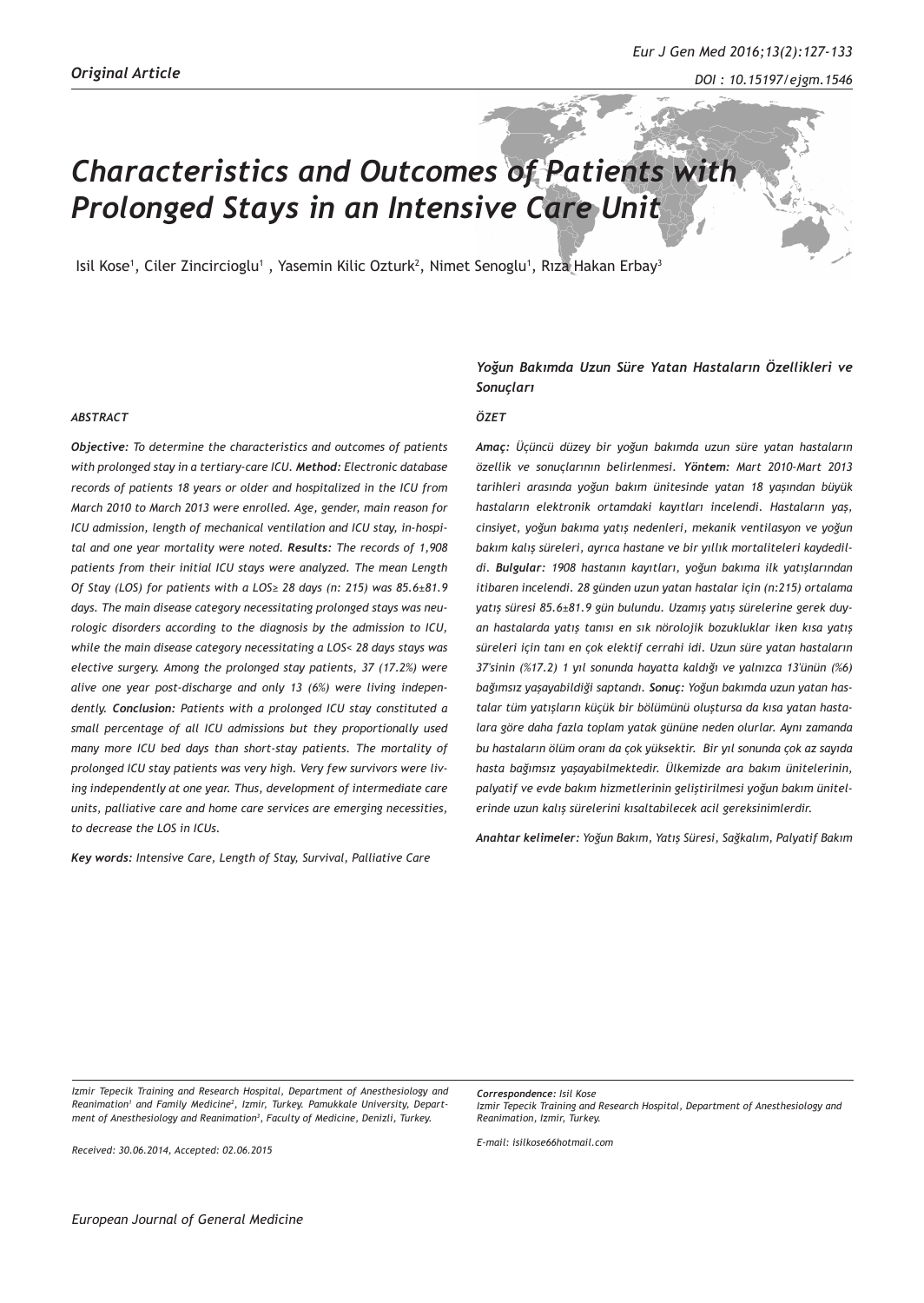*Original Article*

# Characteristics and Outcomes of Patients with Prolonged Stays in an Intensive Care Unit

Isil Kose[1], Ciler Zincircioglu[1], Yasemin Kilic Ozturk[2], Nimet Senoglu[1], Rıza Hakan Erbay[3]

### *ABSTRACT*

***Objective:*** *To determine the characteristics and outcomes of patients with prolonged stay in a tertiary-care ICU.* ***Method:*** *Electronic database records of patients 18 years or older and hospitalized in the ICU from March 2010 to March 2013 were enrolled. Age, gender, main reason for ICU admission, length of mechanical ventilation and ICU stay, in-hospital and one year mortality were noted.* ***Results:*** *The records of 1,908 patients from their initial ICU stays were analyzed. The mean Length Of Stay (LOS) for patients with a LOS≥ 28 days (n: 215) was 85.6±81.9 days. The main disease category necessitating prolonged stays was neurologic disorders according to the diagnosis by the admission to ICU, while the main disease category necessitating a LOS< 28 days stays was elective surgery. Among the prolonged stay patients, 37 (17.2%) were alive one year post-discharge and only 13 (6%) were living independently.* ***Conclusion:*** *Patients with a prolonged ICU stay constituted a small percentage of all ICU admissions but they proportionally used many more ICU bed days than short-stay patients. The mortality of prolonged ICU stay patients was very high. Very few survivors were living independently at one year. Thus, development of intermediate care units, palliative care and home care services are emerging necessities, to decrease the LOS in ICUs.*

***Key words:*** *Intensive Care, Length of Stay, Survival, Palliative Care*

## *Yoğun Bakımda Uzun Süre Yatan Hastaların Özellikleri ve Sonuçları*

### *ÖZET*

***Amaç:*** *Üçüncü düzey bir yoğun bakımda uzun süre yatan hastaların özellik ve sonuçlarının belirlenmesi.* ***Yöntem:*** *Mart 2010-Mart 2013 tarihleri arasında yoğun bakım ünitesinde yatan 18 yaşından büyük hastaların elektronik ortamdaki kayıtları incelendi. Hastaların yaş, cinsiyet, yoğun bakıma yatış nedenleri, mekanik ventilasyon ve yoğun bakım kalış süreleri, ayrıca hastane ve bir yıllık mortaliteleri kaydedildi.* ***Bulgular:*** *1908 hastanın kayıtları, yoğun bakıma ilk yatışlarından itibaren incelendi. 28 günden uzun yatan hastalar için (n:215) ortalama yatış süresi 85.6±81.9 gün bulundu. Uzamış yatış sürelerine gerek duyan hastalarda yatış tanısı en sık nörolojik bozukluklar iken kısa yatış süreleri için tanı en çok elektif cerrahi idi. Uzun süre yatan hastaların 37'sinin (%17.2) 1 yıl sonunda hayatta kaldığı ve yalnızca 13'ünün (%6) bağımsız yaşayabildiği saptandı.* ***Sonuç:*** *Yoğun bakımda uzun yatan hastalar tüm yatışların küçük bir bölümünü oluştursa da kısa yatan hastalara göre daha fazla toplam yatak gününe neden olurlar. Aynı zamanda bu hastaların ölüm oranı da çok yüksektir. Bir yıl sonunda çok az sayıda hasta bağımsız yaşayabilmektedir. Ülkemizde ara bakım ünitelerinin, palyatif ve evde bakım hizmetlerinin geliştirilmesi yoğun bakım ünitelerinde uzun kalış sürelerini kısaltabilecek acil gereksinimlerdir.*

***Anahtar kelimeler:*** *Yoğun Bakım, Yatış Süresi, Sağkalım, Palyatif Bakım*

*Izmir Tepecik Training and Research Hospital, Department of Anesthesiology and Reanimation[1] and Family Medicine[2], Izmir, Turkey. Pamukkale University, Department of Anesthesiology and Reanimation[3], Faculty of Medicine, Denizli, Turkey.*

*Received: 30.06.2014, Accepted: 02.06.2015*

***Correspondence:*** *Isil Kose*
*Izmir Tepecik Training and Research Hospital, Department of Anesthesiology and Reanimation, Izmir, Turkey.*

*E-mail: isilkose66hotmail.com*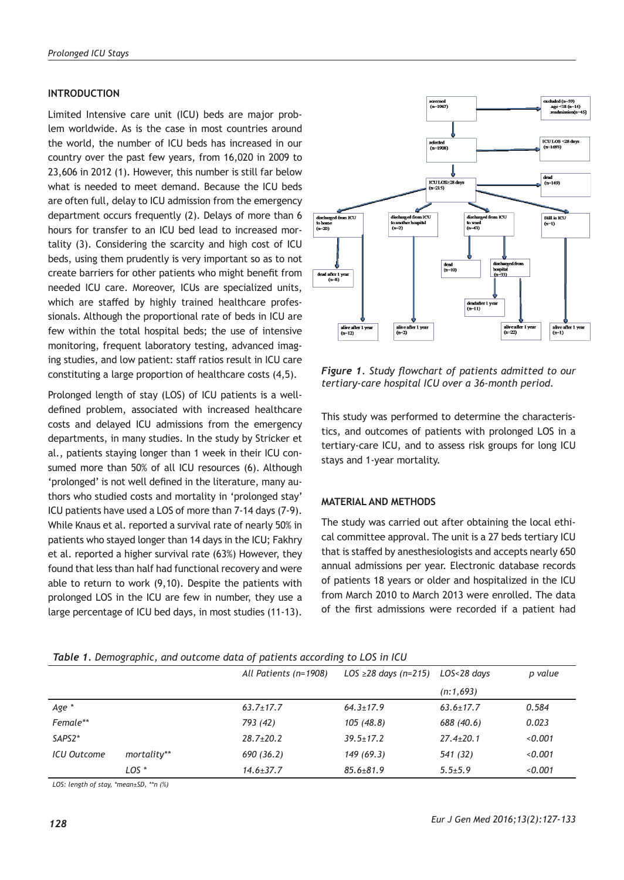## INTRODUCTION

Limited Intensive care unit (ICU) beds are major problem worldwide. As is the case in most countries around the world, the number of ICU beds has increased in our country over the past few years, from 16,020 in 2009 to 23,606 in 2012 (1). However, this number is still far below what is needed to meet demand. Because the ICU beds are often full, delay to ICU admission from the emergency department occurs frequently (2). Delays of more than 6 hours for transfer to an ICU bed lead to increased mortality (3). Considering the scarcity and high cost of ICU beds, using them prudently is very important so as to not create barriers for other patients who might benefit from needed ICU care. Moreover, ICUs are specialized units, which are staffed by highly trained healthcare professionals. Although the proportional rate of beds in ICU are few within the total hospital beds; the use of intensive monitoring, frequent laboratory testing, advanced imaging studies, and low patient: staff ratios result in ICU care constituting a large proportion of healthcare costs (4,5).

Prolonged length of stay (LOS) of ICU patients is a well-defined problem, associated with increased healthcare costs and delayed ICU admissions from the emergency departments, in many studies. In the study by Stricker et al., patients staying longer than 1 week in their ICU consumed more than 50% of all ICU resources (6). Although 'prolonged' is not well defined in the literature, many authors who studied costs and mortality in 'prolonged stay' ICU patients have used a LOS of more than 7-14 days (7-9). While Knaus et al. reported a survival rate of nearly 50% in patients who stayed longer than 14 days in the ICU; Fakhry et al. reported a higher survival rate (63%) However, they found that less than half had functional recovery and were able to return to work (9,10). Despite the patients with prolonged LOS in the ICU are few in number, they use a large percentage of ICU bed days, in most studies (11-13).

screened (n=1967) → excluded (n=59): age <18 (n=14), readmission (n=45)

selected (n=1908) → ICU LOS <28 days (n=1693)

ICU LOS≥28 days (n=215) → dead (n=149)

- discharged from ICU to home (n=20) → dead after 1 year (n=8); alive after 1 year (n=12)
- discharged from ICU to another hospital (n=2) → alive after 1 year (n=2)
- discharged from ICU to ward (n=43) → dead (n=10); discharged from hospital (n=33) → dead after 1 year (n=11); alive after 1 year (n=22)
- Still in ICU (n=1) → alive after 1 year (n=1)

*Figure 1. Study flowchart of patients admitted to our tertiary-care hospital ICU over a 36-month period.*

This study was performed to determine the characteristics, and outcomes of patients with prolonged LOS in a tertiary-care ICU, and to assess risk groups for long ICU stays and 1-year mortality.

## MATERIAL AND METHODS

The study was carried out after obtaining the local ethical committee approval. The unit is a 27 beds tertiary ICU that is staffed by anesthesiologists and accepts nearly 650 annual admissions per year. Electronic database records of patients 18 years or older and hospitalized in the ICU from March 2010 to March 2013 were enrolled. The data of the first admissions were recorded if a patient had

*Table 1. Demographic, and outcome data of patients according to LOS in ICU*

| | | All Patients (n=1908) | LOS ≥28 days (n=215) | LOS<28 days (n:1,693) | p value |
|---|---|---|---|---|---|
| Age * | | 63.7±17.7 | 64.3±17.9 | 63.6±17.7 | 0.584 |
| Female** | | 793 (42) | 105 (48.8) | 688 (40.6) | 0.023 |
| SAPS2* | | 28.7±20.2 | 39.5±17.2 | 27.4±20.1 | <0.001 |
| ICU Outcome | mortality** | 690 (36.2) | 149 (69.3) | 541 (32) | <0.001 |
| | LOS * | 14.6±37.7 | 85.6±81.9 | 5.5±5.9 | <0.001 |

LOS: length of stay, *mean±SD, **n (%)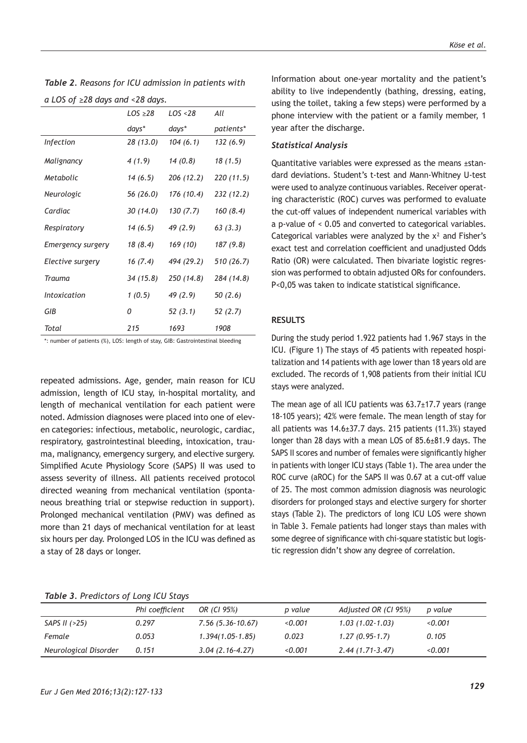*Table 2. Reasons for ICU admission in patients with a LOS of ≥28 days and <28 days.*

| | LOS ≥28 days* | LOS <28 days* | All patients* |
|---|---|---|---|
| Infection | 28 (13.0) | 104 (6.1) | 132 (6.9) |
| Malignancy | 4 (1.9) | 14 (0.8) | 18 (1.5) |
| Metabolic | 14 (6.5) | 206 (12.2) | 220 (11.5) |
| Neurologic | 56 (26.0) | 176 (10.4) | 232 (12.2) |
| Cardiac | 30 (14.0) | 130 (7.7) | 160 (8.4) |
| Respiratory | 14 (6.5) | 49 (2.9) | 63 (3.3) |
| Emergency surgery | 18 (8.4) | 169 (10) | 187 (9.8) |
| Elective surgery | 16 (7.4) | 494 (29.2) | 510 (26.7) |
| Trauma | 34 (15.8) | 250 (14.8) | 284 (14.8) |
| Intoxication | 1 (0.5) | 49 (2.9) | 50 (2.6) |
| GIB | 0 | 52 (3.1) | 52 (2.7) |
| Total | 215 | 1693 | 1908 |

*: number of patients (%), LOS: length of stay, GIB: Gastrointestinal bleeding

repeated admissions. Age, gender, main reason for ICU admission, length of ICU stay, in-hospital mortality, and length of mechanical ventilation for each patient were noted. Admission diagnoses were placed into one of eleven categories: infectious, metabolic, neurologic, cardiac, respiratory, gastrointestinal bleeding, intoxication, trauma, malignancy, emergency surgery, and elective surgery. Simplified Acute Physiology Score (SAPS) II was used to assess severity of illness. All patients received protocol directed weaning from mechanical ventilation (spontaneous breathing trial or stepwise reduction in support). Prolonged mechanical ventilation (PMV) was defined as more than 21 days of mechanical ventilation for at least six hours per day. Prolonged LOS in the ICU was defined as a stay of 28 days or longer.

Information about one-year mortality and the patient's ability to live independently (bathing, dressing, eating, using the toilet, taking a few steps) were performed by a phone interview with the patient or a family member, 1 year after the discharge.

### Statistical Analysis

Quantitative variables were expressed as the means ±standard deviations. Student's t-test and Mann-Whitney U-test were used to analyze continuous variables. Receiver operating characteristic (ROC) curves was performed to evaluate the cut-off values of independent numerical variables with a p-value of < 0.05 and converted to categorical variables. Categorical variables were analyzed by the $x^2$ and Fisher's exact test and correlation coefficient and unadjusted Odds Ratio (OR) were calculated. Then bivariate logistic regression was performed to obtain adjusted ORs for confounders. P<0,05 was taken to indicate statistical significance.

## RESULTS

During the study period 1.922 patients had 1.967 stays in the ICU. (Figure 1) The stays of 45 patients with repeated hospitalization and 14 patients with age lower than 18 years old are excluded. The records of 1,908 patients from their initial ICU stays were analyzed.

The mean age of all ICU patients was 63.7±17.7 years (range 18-105 years); 42% were female. The mean length of stay for all patients was 14.6±37.7 days. 215 patients (11.3%) stayed longer than 28 days with a mean LOS of 85.6±81.9 days. The SAPS II scores and number of females were significantly higher in patients with longer ICU stays (Table 1). The area under the ROC curve (aROC) for the SAPS II was 0.67 at a cut-off value of 25. The most common admission diagnosis was neurologic disorders for prolonged stays and elective surgery for shorter stays (Table 2). The predictors of long ICU LOS were shown in Table 3. Female patients had longer stays than males with some degree of significance with chi-square statistic but logistic regression didn't show any degree of correlation.

*Table 3. Predictors of Long ICU Stays*

| | Phi coefficient | OR (CI 95%) | p value | Adjusted OR (CI 95%) | p value |
|---|---|---|---|---|---|
| SAPS II (>25) | 0.297 | 7.56 (5.36-10.67) | <0.001 | 1.03 (1.02-1.03) | <0.001 |
| Female | 0.053 | 1.394(1.05-1.85) | 0.023 | 1.27 (0.95-1.7) | 0.105 |
| Neurological Disorder | 0.151 | 3.04 (2.16-4.27) | <0.001 | 2.44 (1.71-3.47) | <0.001 |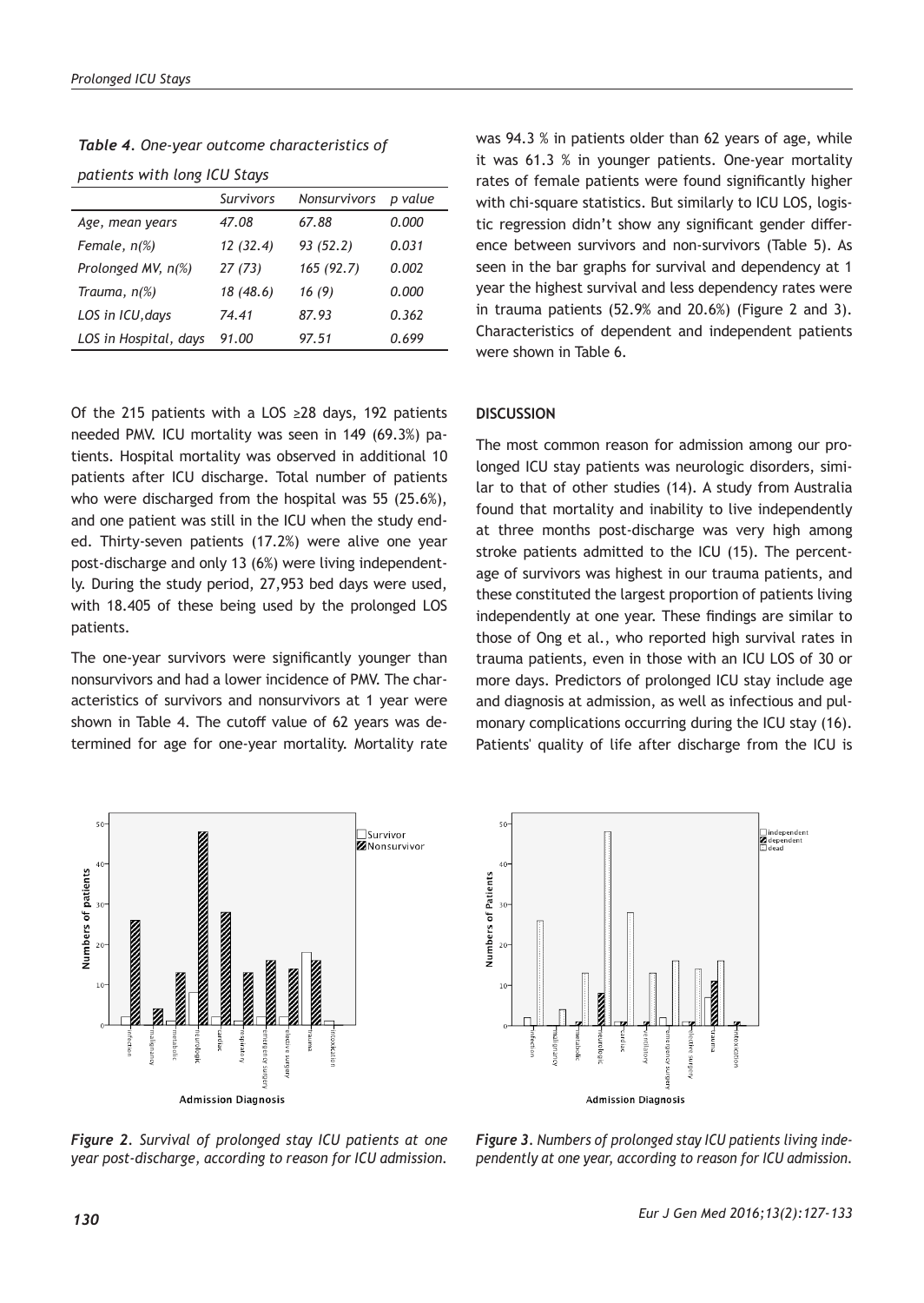*Table 4. One-year outcome characteristics of patients with long ICU Stays*

| | Survivors | Nonsurvivors | p value |
|---|---|---|---|
| Age, mean years | 47.08 | 67.88 | 0.000 |
| Female, n(%) | 12 (32.4) | 93 (52.2) | 0.031 |
| Prolonged MV, n(%) | 27 (73) | 165 (92.7) | 0.002 |
| Trauma, n(%) | 18 (48.6) | 16 (9) | 0.000 |
| LOS in ICU,days | 74.41 | 87.93 | 0.362 |
| LOS in Hospital, days | 91.00 | 97.51 | 0.699 |

Of the 215 patients with a LOS ≥28 days, 192 patients needed PMV. ICU mortality was seen in 149 (69.3%) patients. Hospital mortality was observed in additional 10 patients after ICU discharge. Total number of patients who were discharged from the hospital was 55 (25.6%), and one patient was still in the ICU when the study ended. Thirty-seven patients (17.2%) were alive one year post-discharge and only 13 (6%) were living independently. During the study period, 27,953 bed days were used, with 18.405 of these being used by the prolonged LOS patients.

The one-year survivors were significantly younger than nonsurvivors and had a lower incidence of PMV. The characteristics of survivors and nonsurvivors at 1 year were shown in Table 4. The cutoff value of 62 years was determined for age for one-year mortality. Mortality rate was 94.3 % in patients older than 62 years of age, while it was 61.3 % in younger patients. One-year mortality rates of female patients were found significantly higher with chi-square statistics. But similarly to ICU LOS, logistic regression didn't show any significant gender difference between survivors and non-survivors (Table 5). As seen in the bar graphs for survival and dependency at 1 year the highest survival and less dependency rates were in trauma patients (52.9% and 20.6%) (Figure 2 and 3). Characteristics of dependent and independent patients were shown in Table 6.

## DISCUSSION

The most common reason for admission among our prolonged ICU stay patients was neurologic disorders, similar to that of other studies (14). A study from Australia found that mortality and inability to live independently at three months post-discharge was very high among stroke patients admitted to the ICU (15). The percentage of survivors was highest in our trauma patients, and these constituted the largest proportion of patients living independently at one year. These findings are similar to those of Ong et al., who reported high survival rates in trauma patients, even in those with an ICU LOS of 30 or more days. Predictors of prolonged ICU stay include age and diagnosis at admission, as well as infectious and pulmonary complications occurring during the ICU stay (16). Patients' quality of life after discharge from the ICU is

*Figure 2. Survival of prolonged stay ICU patients at one year post-discharge, according to reason for ICU admission.*

*Figure 3. Numbers of prolonged stay ICU patients living independently at one year, according to reason for ICU admission.*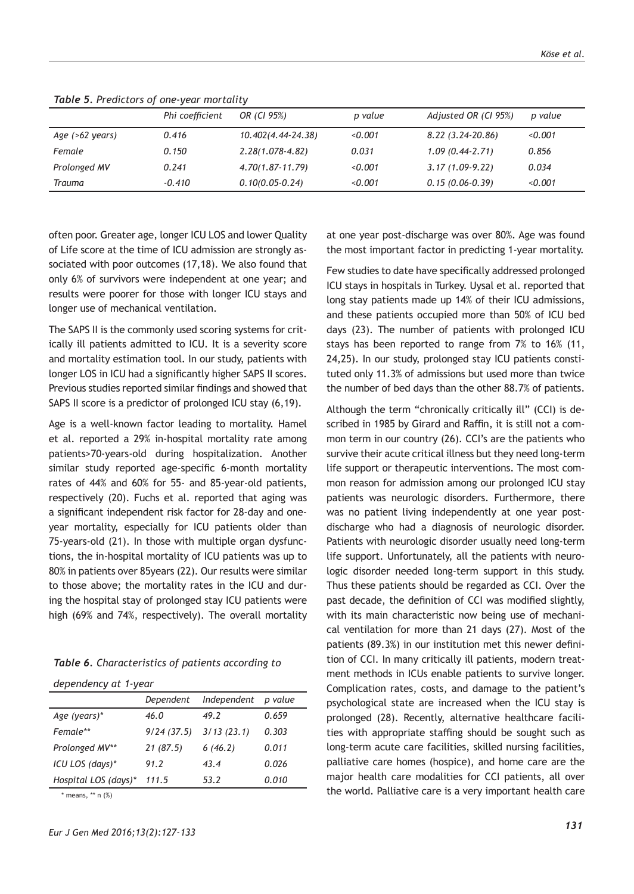*Table 5. Predictors of one-year mortality*

| | Phi coefficient | OR (CI 95%) | p value | Adjusted OR (CI 95%) | p value |
|---|---|---|---|---|---|
| Age (>62 years) | 0.416 | 10.402(4.44-24.38) | <0.001 | 8.22 (3.24-20.86) | <0.001 |
| Female | 0.150 | 2.28(1.078-4.82) | 0.031 | 1.09 (0.44-2.71) | 0.856 |
| Prolonged MV | 0.241 | 4.70(1.87-11.79) | <0.001 | 3.17 (1.09-9.22) | 0.034 |
| Trauma | -0.410 | 0.10(0.05-0.24) | <0.001 | 0.15 (0.06-0.39) | <0.001 |

often poor. Greater age, longer ICU LOS and lower Quality of Life score at the time of ICU admission are strongly associated with poor outcomes (17,18). We also found that only 6% of survivors were independent at one year; and results were poorer for those with longer ICU stays and longer use of mechanical ventilation.

The SAPS II is the commonly used scoring systems for critically ill patients admitted to ICU. It is a severity score and mortality estimation tool. In our study, patients with longer LOS in ICU had a significantly higher SAPS II scores. Previous studies reported similar findings and showed that SAPS II score is a predictor of prolonged ICU stay (6,19).

Age is a well-known factor leading to mortality. Hamel et al. reported a 29% in-hospital mortality rate among patients>70-years-old during hospitalization. Another similar study reported age-specific 6-month mortality rates of 44% and 60% for 55- and 85-year-old patients, respectively (20). Fuchs et al. reported that aging was a significant independent risk factor for 28-day and one-year mortality, especially for ICU patients older than 75-years-old (21). In those with multiple organ dysfunctions, the in-hospital mortality of ICU patients was up to 80% in patients over 85years (22). Our results were similar to those above; the mortality rates in the ICU and during the hospital stay of prolonged stay ICU patients were high (69% and 74%, respectively). The overall mortality at one year post-discharge was over 80%. Age was found the most important factor in predicting 1-year mortality.

*Table 6. Characteristics of patients according to dependency at 1-year*

| | Dependent | Independent | p value |
|---|---|---|---|
| Age (years)* | 46.0 | 49.2 | 0.659 |
| Female** | 9/24 (37.5) | 3/13 (23.1) | 0.303 |
| Prolonged MV** | 21 (87.5) | 6 (46.2) | 0.011 |
| ICU LOS (days)* | 91.2 | 43.4 | 0.026 |
| Hospital LOS (days)* | 111.5 | 53.2 | 0.010 |

\* means, ** n (%)

Few studies to date have specifically addressed prolonged ICU stays in hospitals in Turkey. Uysal et al. reported that long stay patients made up 14% of their ICU admissions, and these patients occupied more than 50% of ICU bed days (23). The number of patients with prolonged ICU stays has been reported to range from 7% to 16% (11, 24,25). In our study, prolonged stay ICU patients constituted only 11.3% of admissions but used more than twice the number of bed days than the other 88.7% of patients.

Although the term "chronically critically ill" (CCI) is described in 1985 by Girard and Raffin, it is still not a common term in our country (26). CCI's are the patients who survive their acute critical illness but they need long-term life support or therapeutic interventions. The most common reason for admission among our prolonged ICU stay patients was neurologic disorders. Furthermore, there was no patient living independently at one year post-discharge who had a diagnosis of neurologic disorder. Patients with neurologic disorder usually need long-term life support. Unfortunately, all the patients with neurologic disorder needed long-term support in this study. Thus these patients should be regarded as CCI. Over the past decade, the definition of CCI was modified slightly, with its main characteristic now being use of mechanical ventilation for more than 21 days (27). Most of the patients (89.3%) in our institution met this newer definition of CCI. In many critically ill patients, modern treatment methods in ICUs enable patients to survive longer. Complication rates, costs, and damage to the patient's psychological state are increased when the ICU stay is prolonged (28). Recently, alternative healthcare facilities with appropriate staffing should be sought such as long-term acute care facilities, skilled nursing facilities, palliative care homes (hospice), and home care are the major health care modalities for CCI patients, all over the world. Palliative care is a very important health care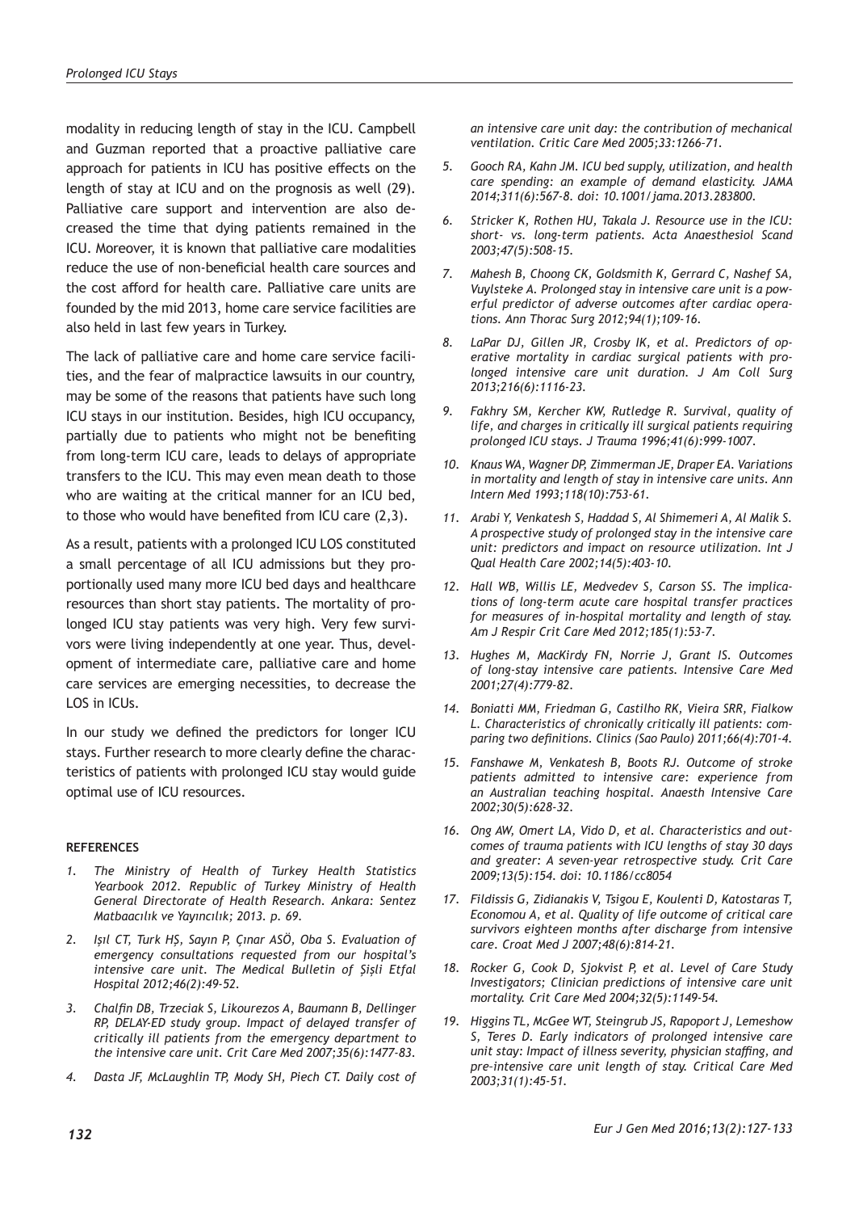modality in reducing length of stay in the ICU. Campbell and Guzman reported that a proactive palliative care approach for patients in ICU has positive effects on the length of stay at ICU and on the prognosis as well (29). Palliative care support and intervention are also decreased the time that dying patients remained in the ICU. Moreover, it is known that palliative care modalities reduce the use of non-beneficial health care sources and the cost afford for health care. Palliative care units are founded by the mid 2013, home care service facilities are also held in last few years in Turkey.

The lack of palliative care and home care service facilities, and the fear of malpractice lawsuits in our country, may be some of the reasons that patients have such long ICU stays in our institution. Besides, high ICU occupancy, partially due to patients who might not be benefiting from long-term ICU care, leads to delays of appropriate transfers to the ICU. This may even mean death to those who are waiting at the critical manner for an ICU bed, to those who would have benefited from ICU care (2,3).

As a result, patients with a prolonged ICU LOS constituted a small percentage of all ICU admissions but they proportionally used many more ICU bed days and healthcare resources than short stay patients. The mortality of prolonged ICU stay patients was very high. Very few survivors were living independently at one year. Thus, development of intermediate care, palliative care and home care services are emerging necessities, to decrease the LOS in ICUs.

In our study we defined the predictors for longer ICU stays. Further research to more clearly define the characteristics of patients with prolonged ICU stay would guide optimal use of ICU resources.

## REFERENCES

1. *The Ministry of Health of Turkey Health Statistics Yearbook 2012. Republic of Turkey Ministry of Health General Directorate of Health Research. Ankara: Sentez Matbaacılık ve Yayıncılık; 2013. p. 69.*
2. *Işıl CT, Turk HŞ, Sayın P, Çınar ASÖ, Oba S. Evaluation of emergency consultations requested from our hospital's intensive care unit. The Medical Bulletin of Şişli Etfal Hospital 2012;46(2):49-52.*
3. *Chalfin DB, Trzeciak S, Likourezos A, Baumann B, Dellinger RP, DELAY-ED study group. Impact of delayed transfer of critically ill patients from the emergency department to the intensive care unit. Crit Care Med 2007;35(6):1477-83.*
4. *Dasta JF, McLaughlin TP, Mody SH, Piech CT. Daily cost of an intensive care unit day: the contribution of mechanical ventilation. Critic Care Med 2005;33:1266-71.*
5. *Gooch RA, Kahn JM. ICU bed supply, utilization, and health care spending: an example of demand elasticity. JAMA 2014;311(6):567-8. doi: 10.1001/jama.2013.283800.*
6. *Stricker K, Rothen HU, Takala J. Resource use in the ICU: short- vs. long-term patients. Acta Anaesthesiol Scand 2003;47(5):508-15.*
7. *Mahesh B, Choong CK, Goldsmith K, Gerrard C, Nashef SA, Vuylsteke A. Prolonged stay in intensive care unit is a powerful predictor of adverse outcomes after cardiac operations. Ann Thorac Surg 2012;94(1);109-16.*
8. *LaPar DJ, Gillen JR, Crosby IK, et al. Predictors of operative mortality in cardiac surgical patients with prolonged intensive care unit duration. J Am Coll Surg 2013;216(6):1116-23.*
9. *Fakhry SM, Kercher KW, Rutledge R. Survival, quality of life, and charges in critically ill surgical patients requiring prolonged ICU stays. J Trauma 1996;41(6):999-1007.*
10. *Knaus WA, Wagner DP, Zimmerman JE, Draper EA. Variations in mortality and length of stay in intensive care units. Ann Intern Med 1993;118(10):753-61.*
11. *Arabi Y, Venkatesh S, Haddad S, Al Shimemeri A, Al Malik S. A prospective study of prolonged stay in the intensive care unit: predictors and impact on resource utilization. Int J Qual Health Care 2002;14(5):403-10.*
12. *Hall WB, Willis LE, Medvedev S, Carson SS. The implications of long-term acute care hospital transfer practices for measures of in-hospital mortality and length of stay. Am J Respir Crit Care Med 2012;185(1):53-7.*
13. *Hughes M, MacKirdy FN, Norrie J, Grant IS. Outcomes of long-stay intensive care patients. Intensive Care Med 2001;27(4):779-82.*
14. *Boniatti MM, Friedman G, Castilho RK, Vieira SRR, Fialkow L. Characteristics of chronically critically ill patients: comparing two definitions. Clinics (Sao Paulo) 2011;66(4):701-4.*
15. *Fanshawe M, Venkatesh B, Boots RJ. Outcome of stroke patients admitted to intensive care: experience from an Australian teaching hospital. Anaesth Intensive Care 2002;30(5):628-32.*
16. *Ong AW, Omert LA, Vido D, et al. Characteristics and outcomes of trauma patients with ICU lengths of stay 30 days and greater: A seven-year retrospective study. Crit Care 2009;13(5):154. doi: 10.1186/cc8054*
17. *Fildissis G, Zidianakis V, Tsigou E, Koulenti D, Katostaras T, Economou A, et al. Quality of life outcome of critical care survivors eighteen months after discharge from intensive care. Croat Med J 2007;48(6):814-21.*
18. *Rocker G, Cook D, Sjokvist P, et al. Level of Care Study Investigators; Clinician predictions of intensive care unit mortality. Crit Care Med 2004;32(5):1149-54.*
19. *Higgins TL, McGee WT, Steingrub JS, Rapoport J, Lemeshow S, Teres D. Early indicators of prolonged intensive care unit stay: Impact of illness severity, physician staffing, and pre-intensive care unit length of stay. Critical Care Med 2003;31(1):45-51.*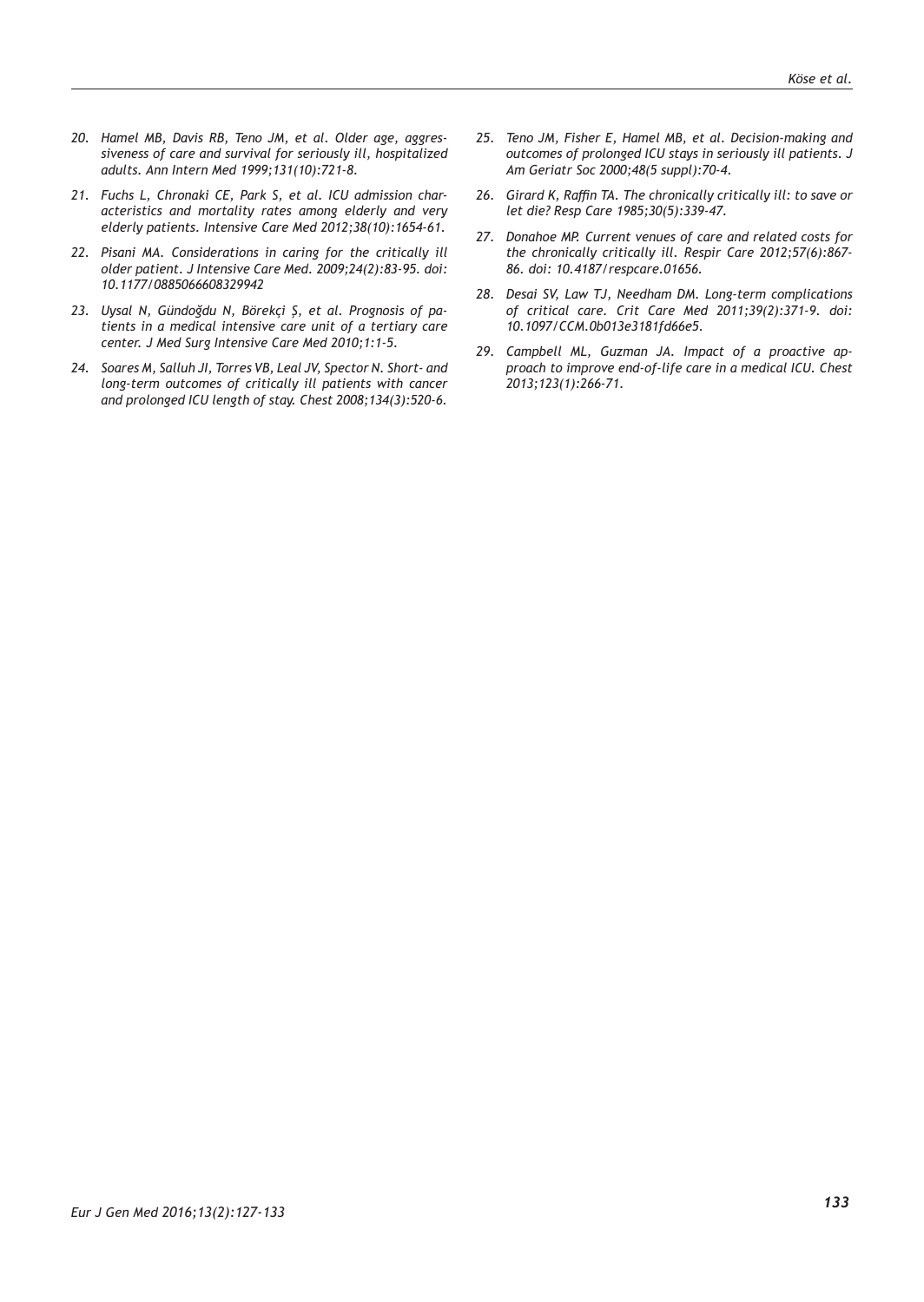20. *Hamel MB, Davis RB, Teno JM, et al. Older age, aggressiveness of care and survival for seriously ill, hospitalized adults. Ann Intern Med 1999;131(10):721-8.*

21. *Fuchs L, Chronaki CE, Park S, et al. ICU admission characteristics and mortality rates among elderly and very elderly patients. Intensive Care Med 2012;38(10):1654-61.*

22. *Pisani MA. Considerations in caring for the critically ill older patient. J Intensive Care Med. 2009;24(2):83-95. doi: 10.1177/0885066608329942*

23. *Uysal N, Gündoğdu N, Börekçi Ş, et al. Prognosis of patients in a medical intensive care unit of a tertiary care center. J Med Surg Intensive Care Med 2010;1:1-5.*

24. *Soares M, Salluh JI, Torres VB, Leal JV, Spector N. Short- and long-term outcomes of critically ill patients with cancer and prolonged ICU length of stay. Chest 2008;134(3):520-6.*

25. *Teno JM, Fisher E, Hamel MB, et al. Decision-making and outcomes of prolonged ICU stays in seriously ill patients. J Am Geriatr Soc 2000;48(5 suppl):70-4.*

26. *Girard K, Raffin TA. The chronically critically ill: to save or let die? Resp Care 1985;30(5):339-47.*

27. *Donahoe MP. Current venues of care and related costs for the chronically critically ill. Respir Care 2012;57(6):867-86. doi: 10.4187/respcare.01656.*

28. *Desai SV, Law TJ, Needham DM. Long-term complications of critical care. Crit Care Med 2011;39(2):371-9. doi: 10.1097/CCM.0b013e3181fd66e5.*

29. *Campbell ML, Guzman JA. Impact of a proactive approach to improve end-of-life care in a medical ICU. Chest 2013;123(1):266-71.*